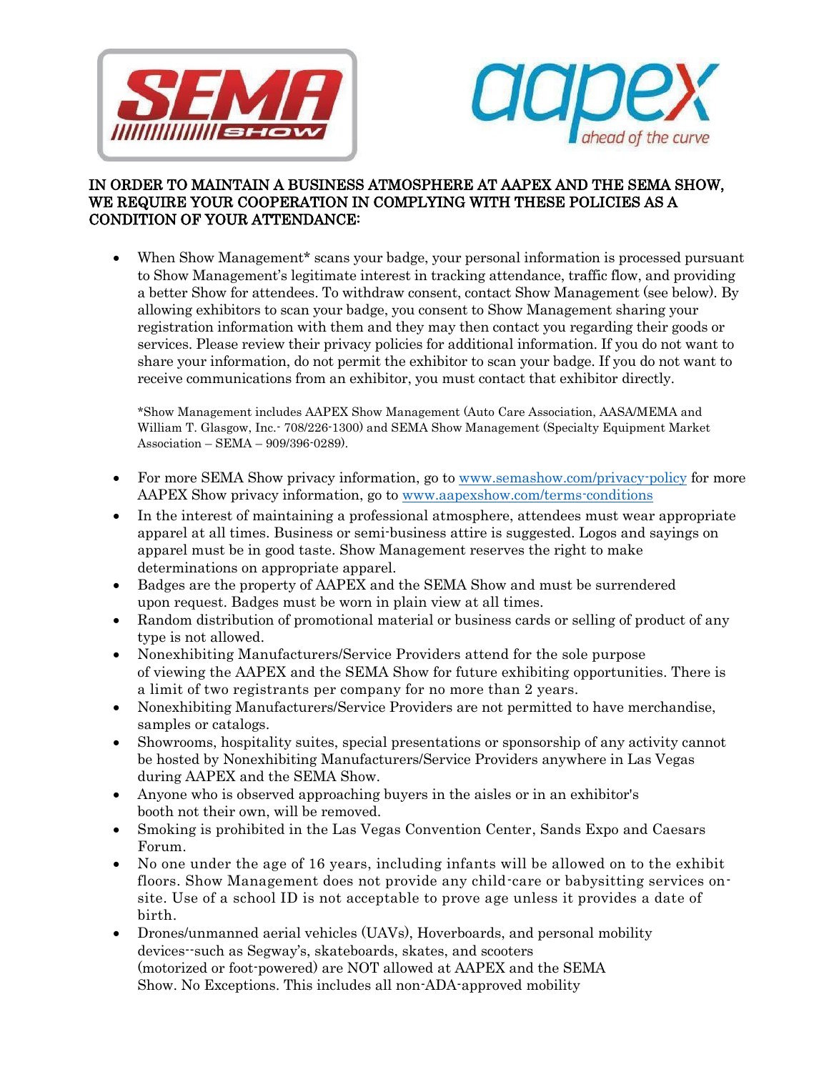**IN ORDER TO MAINTAIN A BUSINESS ATMOSPHERE AT AAPEX AND THE SEMA SHOW, WE REQUIRE YOUR COOPERATION IN COMPLYING WITH THESE POLICIES AS A CONDITION OF YOUR ATTENDANCE:**

- When Show Management* scans your badge, your personal information is processed pursuant to Show Management's legitimate interest in tracking attendance, traffic flow, and providing a better Show for attendees. To withdraw consent, contact Show Management (see below). By allowing exhibitors to scan your badge, you consent to Show Management sharing your registration information with them and they may then contact you regarding their goods or services. Please review their privacy policies for additional information. If you do not want to share your information, do not permit the exhibitor to scan your badge. If you do not want to receive communications from an exhibitor, you must contact that exhibitor directly.

  *Show Management includes AAPEX Show Management (Auto Care Association, AASA/MEMA and William T. Glasgow, Inc.- 708/226-1300) and SEMA Show Management (Specialty Equipment Market Association – SEMA – 909/396-0289).

- For more SEMA Show privacy information, go to [www.semashow.com/privacy-policy](http://www.semashow.com/privacy-policy) for more AAPEX Show privacy information, go to [www.aapexshow.com/terms-conditions](http://www.aapexshow.com/terms-conditions)
- In the interest of maintaining a professional atmosphere, attendees must wear appropriate apparel at all times. Business or semi-business attire is suggested. Logos and sayings on apparel must be in good taste. Show Management reserves the right to make determinations on appropriate apparel.
- Badges are the property of AAPEX and the SEMA Show and must be surrendered upon request. Badges must be worn in plain view at all times.
- Random distribution of promotional material or business cards or selling of product of any type is not allowed.
- Nonexhibiting Manufacturers/Service Providers attend for the sole purpose of viewing the AAPEX and the SEMA Show for future exhibiting opportunities. There is a limit of two registrants per company for no more than 2 years.
- Nonexhibiting Manufacturers/Service Providers are not permitted to have merchandise, samples or catalogs.
- Showrooms, hospitality suites, special presentations or sponsorship of any activity cannot be hosted by Nonexhibiting Manufacturers/Service Providers anywhere in Las Vegas during AAPEX and the SEMA Show.
- Anyone who is observed approaching buyers in the aisles or in an exhibitor's booth not their own, will be removed.
- Smoking is prohibited in the Las Vegas Convention Center, Sands Expo and Caesars Forum.
- No one under the age of 16 years, including infants will be allowed on to the exhibit floors. Show Management does not provide any child-care or babysitting services on-site. Use of a school ID is not acceptable to prove age unless it provides a date of birth.
- Drones/unmanned aerial vehicles (UAVs), Hoverboards, and personal mobility devices--such as Segway's, skateboards, skates, and scooters (motorized or foot-powered) are NOT allowed at AAPEX and the SEMA Show. No Exceptions. This includes all non-ADA-approved mobility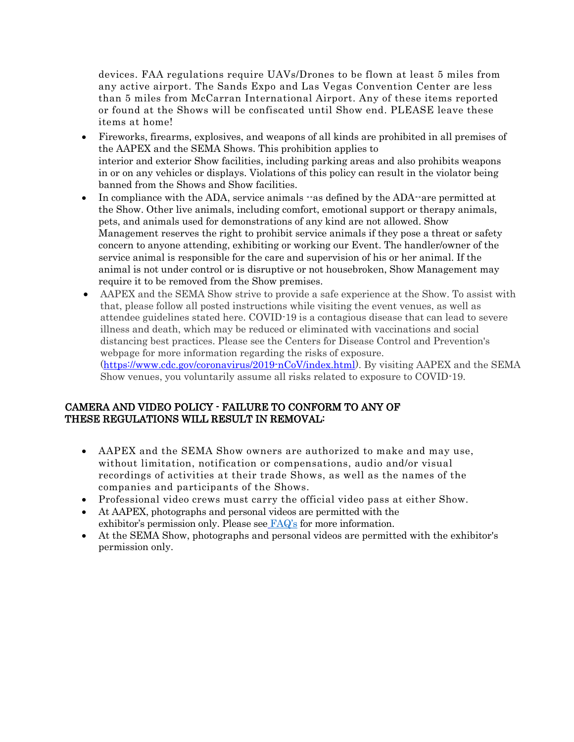devices. FAA regulations require UAVs/Drones to be flown at least 5 miles from any active airport. The Sands Expo and Las Vegas Convention Center are less than 5 miles from McCarran International Airport. Any of these items reported or found at the Shows will be confiscated until Show end. PLEASE leave these items at home!

- Fireworks, firearms, explosives, and weapons of all kinds are prohibited in all premises of the AAPEX and the SEMA Shows. This prohibition applies to interior and exterior Show facilities, including parking areas and also prohibits weapons in or on any vehicles or displays. Violations of this policy can result in the violator being banned from the Shows and Show facilities.
- In compliance with the ADA, service animals --as defined by the ADA--are permitted at the Show. Other live animals, including comfort, emotional support or therapy animals, pets, and animals used for demonstrations of any kind are not allowed. Show Management reserves the right to prohibit service animals if they pose a threat or safety concern to anyone attending, exhibiting or working our Event. The handler/owner of the service animal is responsible for the care and supervision of his or her animal. If the animal is not under control or is disruptive or not housebroken, Show Management may require it to be removed from the Show premises.
- AAPEX and the SEMA Show strive to provide a safe experience at the Show. To assist with that, please follow all posted instructions while visiting the event venues, as well as attendee guidelines stated here. COVID-19 is a contagious disease that can lead to severe illness and death, which may be reduced or eliminated with vaccinations and social distancing best practices. Please see the Centers for Disease Control and Prevention's webpage for more information regarding the risks of exposure. (https://www.cdc.gov/coronavirus/2019-nCoV/index.html). By visiting AAPEX and the SEMA Show venues, you voluntarily assume all risks related to exposure to COVID-19.

## CAMERA AND VIDEO POLICY - FAILURE TO CONFORM TO ANY OF THESE REGULATIONS WILL RESULT IN REMOVAL:

- AAPEX and the SEMA Show owners are authorized to make and may use, without limitation, notification or compensations, audio and/or visual recordings of activities at their trade Shows, as well as the names of the companies and participants of the Shows.
- Professional video crews must carry the official video pass at either Show.
- At AAPEX, photographs and personal videos are permitted with the exhibitor's permission only. Please see FAQ's for more information.
- At the SEMA Show, photographs and personal videos are permitted with the exhibitor's permission only.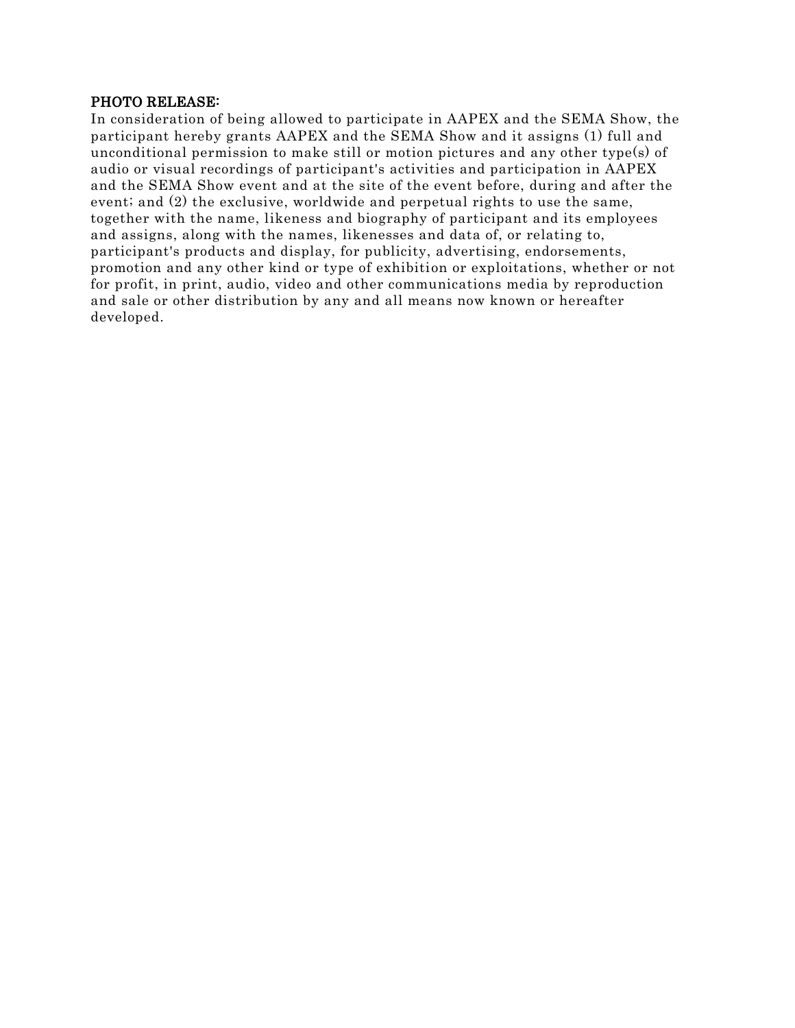**PHOTO RELEASE:**

In consideration of being allowed to participate in AAPEX and the SEMA Show, the participant hereby grants AAPEX and the SEMA Show and it assigns (1) full and unconditional permission to make still or motion pictures and any other type(s) of audio or visual recordings of participant's activities and participation in AAPEX and the SEMA Show event and at the site of the event before, during and after the event; and (2) the exclusive, worldwide and perpetual rights to use the same, together with the name, likeness and biography of participant and its employees and assigns, along with the names, likenesses and data of, or relating to, participant's products and display, for publicity, advertising, endorsements, promotion and any other kind or type of exhibition or exploitations, whether or not for profit, in print, audio, video and other communications media by reproduction and sale or other distribution by any and all means now known or hereafter developed.